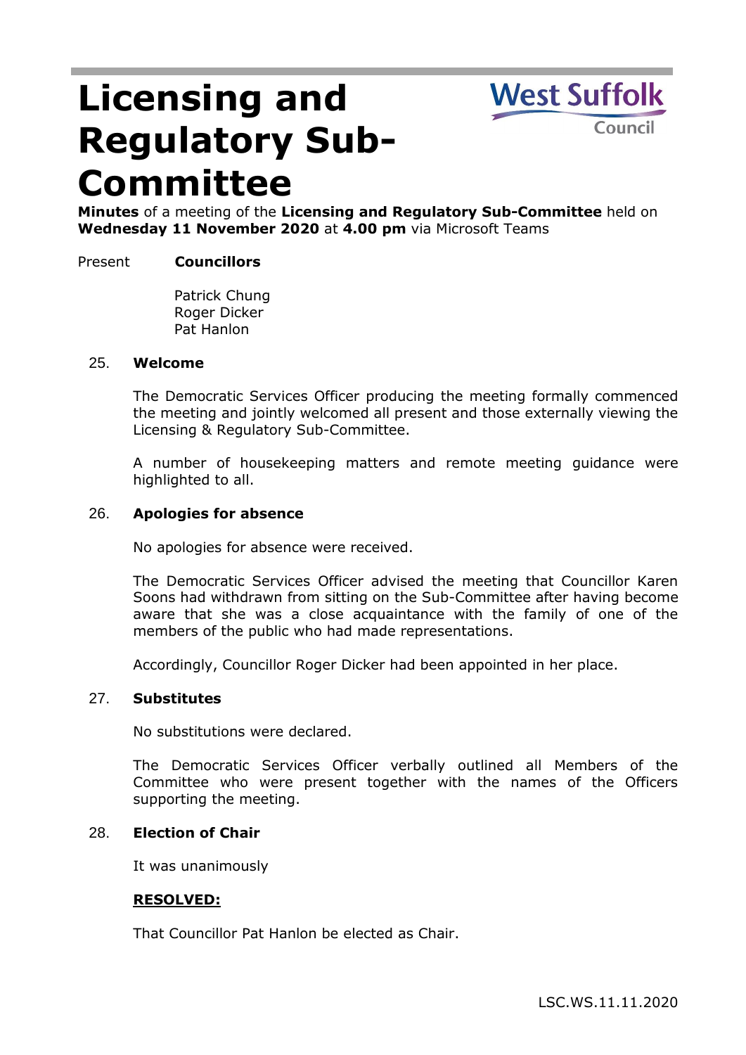# Licensing and Regulatory Sub-Committee

**Minutes** of a meeting of the **Licensing and Regulatory Sub-Committee** held on **Wednesday 11 November 2020** at **4.00 pm** via Microsoft Teams

Present **Councillors**

Patrick Chung
Roger Dicker
Pat Hanlon

## 25. Welcome

The Democratic Services Officer producing the meeting formally commenced the meeting and jointly welcomed all present and those externally viewing the Licensing & Regulatory Sub-Committee.

A number of housekeeping matters and remote meeting guidance were highlighted to all.

## 26. Apologies for absence

No apologies for absence were received.

The Democratic Services Officer advised the meeting that Councillor Karen Soons had withdrawn from sitting on the Sub-Committee after having become aware that she was a close acquaintance with the family of one of the members of the public who had made representations.

Accordingly, Councillor Roger Dicker had been appointed in her place.

## 27. Substitutes

No substitutions were declared.

The Democratic Services Officer verbally outlined all Members of the Committee who were present together with the names of the Officers supporting the meeting.

## 28. Election of Chair

It was unanimously

**RESOLVED:**

That Councillor Pat Hanlon be elected as Chair.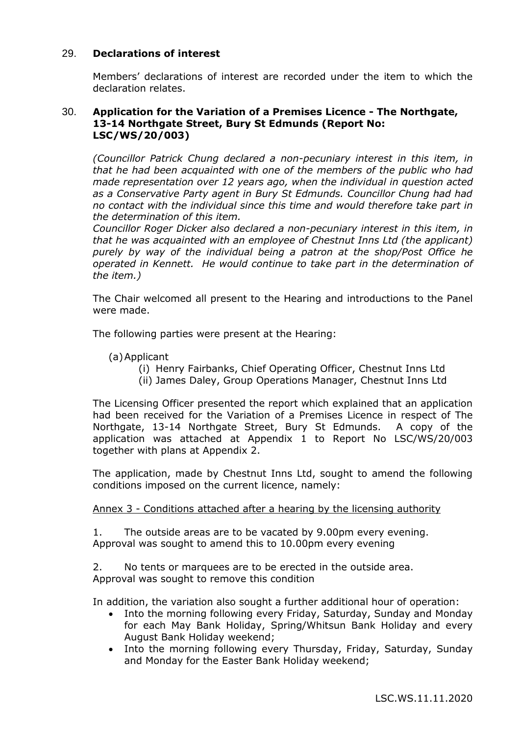## 29. Declarations of interest

Members' declarations of interest are recorded under the item to which the declaration relates.

## 30. Application for the Variation of a Premises Licence - The Northgate, 13-14 Northgate Street, Bury St Edmunds (Report No: LSC/WS/20/003)

*(Councillor Patrick Chung declared a non-pecuniary interest in this item, in that he had been acquainted with one of the members of the public who had made representation over 12 years ago, when the individual in question acted as a Conservative Party agent in Bury St Edmunds. Councillor Chung had had no contact with the individual since this time and would therefore take part in the determination of this item.*
*Councillor Roger Dicker also declared a non-pecuniary interest in this item, in that he was acquainted with an employee of Chestnut Inns Ltd (the applicant) purely by way of the individual being a patron at the shop/Post Office he operated in Kennett. He would continue to take part in the determination of the item.)*

The Chair welcomed all present to the Hearing and introductions to the Panel were made.

The following parties were present at the Hearing:

(a) Applicant
  (i) Henry Fairbanks, Chief Operating Officer, Chestnut Inns Ltd
  (ii) James Daley, Group Operations Manager, Chestnut Inns Ltd

The Licensing Officer presented the report which explained that an application had been received for the Variation of a Premises Licence in respect of The Northgate, 13-14 Northgate Street, Bury St Edmunds. A copy of the application was attached at Appendix 1 to Report No LSC/WS/20/003 together with plans at Appendix 2.

The application, made by Chestnut Inns Ltd, sought to amend the following conditions imposed on the current licence, namely:

<u>Annex 3 - Conditions attached after a hearing by the licensing authority</u>

1. The outside areas are to be vacated by 9.00pm every evening.
Approval was sought to amend this to 10.00pm every evening

2. No tents or marquees are to be erected in the outside area.
Approval was sought to remove this condition

In addition, the variation also sought a further additional hour of operation:

- Into the morning following every Friday, Saturday, Sunday and Monday for each May Bank Holiday, Spring/Whitsun Bank Holiday and every August Bank Holiday weekend;
- Into the morning following every Thursday, Friday, Saturday, Sunday and Monday for the Easter Bank Holiday weekend;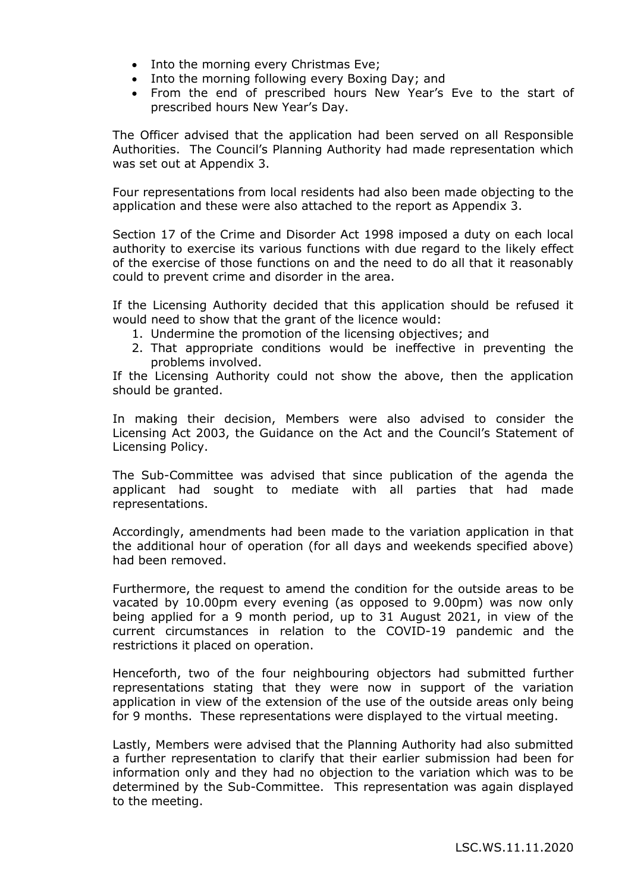- Into the morning every Christmas Eve;
- Into the morning following every Boxing Day; and
- From the end of prescribed hours New Year's Eve to the start of prescribed hours New Year's Day.

The Officer advised that the application had been served on all Responsible Authorities. The Council's Planning Authority had made representation which was set out at Appendix 3.

Four representations from local residents had also been made objecting to the application and these were also attached to the report as Appendix 3.

Section 17 of the Crime and Disorder Act 1998 imposed a duty on each local authority to exercise its various functions with due regard to the likely effect of the exercise of those functions on and the need to do all that it reasonably could to prevent crime and disorder in the area.

If the Licensing Authority decided that this application should be refused it would need to show that the grant of the licence would:

1. Undermine the promotion of the licensing objectives; and
2. That appropriate conditions would be ineffective in preventing the problems involved.

If the Licensing Authority could not show the above, then the application should be granted.

In making their decision, Members were also advised to consider the Licensing Act 2003, the Guidance on the Act and the Council's Statement of Licensing Policy.

The Sub-Committee was advised that since publication of the agenda the applicant had sought to mediate with all parties that had made representations.

Accordingly, amendments had been made to the variation application in that the additional hour of operation (for all days and weekends specified above) had been removed.

Furthermore, the request to amend the condition for the outside areas to be vacated by 10.00pm every evening (as opposed to 9.00pm) was now only being applied for a 9 month period, up to 31 August 2021, in view of the current circumstances in relation to the COVID-19 pandemic and the restrictions it placed on operation.

Henceforth, two of the four neighbouring objectors had submitted further representations stating that they were now in support of the variation application in view of the extension of the use of the outside areas only being for 9 months. These representations were displayed to the virtual meeting.

Lastly, Members were advised that the Planning Authority had also submitted a further representation to clarify that their earlier submission had been for information only and they had no objection to the variation which was to be determined by the Sub-Committee. This representation was again displayed to the meeting.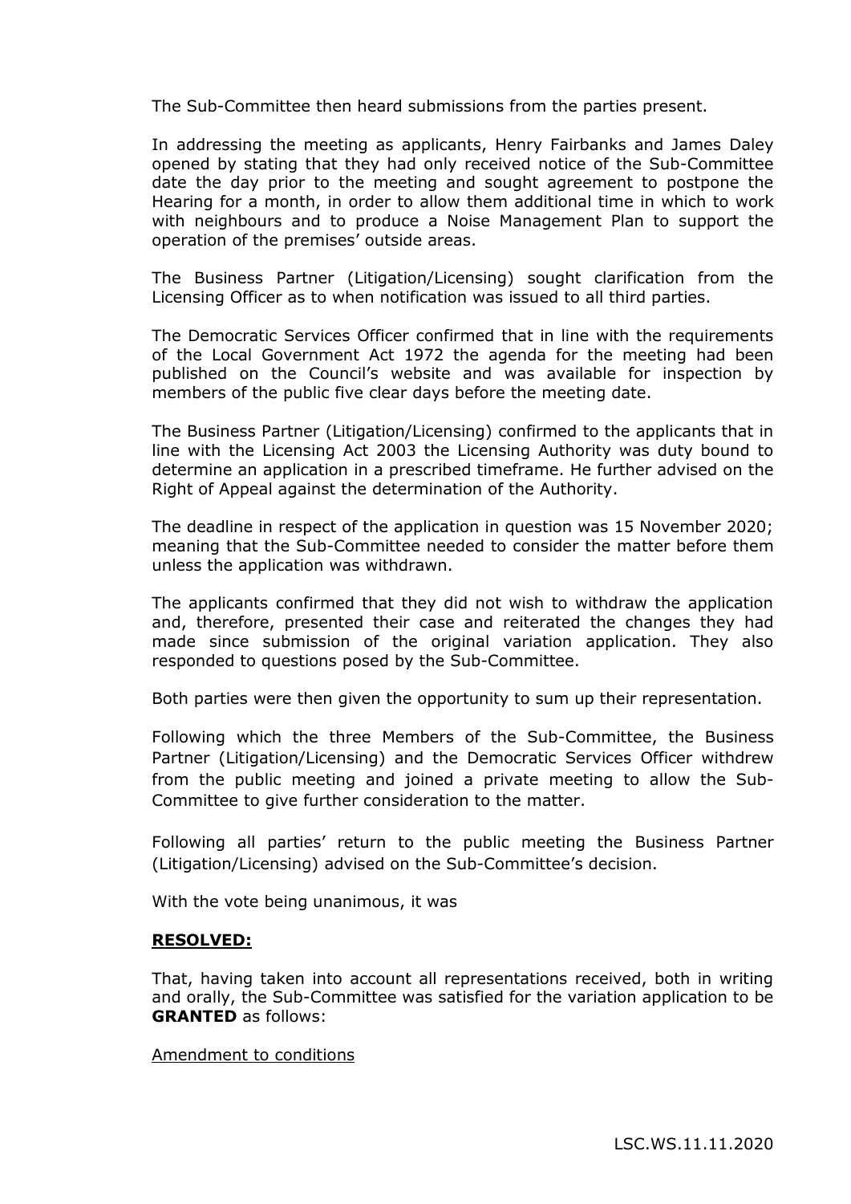The Sub-Committee then heard submissions from the parties present.

In addressing the meeting as applicants, Henry Fairbanks and James Daley opened by stating that they had only received notice of the Sub-Committee date the day prior to the meeting and sought agreement to postpone the Hearing for a month, in order to allow them additional time in which to work with neighbours and to produce a Noise Management Plan to support the operation of the premises' outside areas.

The Business Partner (Litigation/Licensing) sought clarification from the Licensing Officer as to when notification was issued to all third parties.

The Democratic Services Officer confirmed that in line with the requirements of the Local Government Act 1972 the agenda for the meeting had been published on the Council's website and was available for inspection by members of the public five clear days before the meeting date.

The Business Partner (Litigation/Licensing) confirmed to the applicants that in line with the Licensing Act 2003 the Licensing Authority was duty bound to determine an application in a prescribed timeframe. He further advised on the Right of Appeal against the determination of the Authority.

The deadline in respect of the application in question was 15 November 2020; meaning that the Sub-Committee needed to consider the matter before them unless the application was withdrawn.

The applicants confirmed that they did not wish to withdraw the application and, therefore, presented their case and reiterated the changes they had made since submission of the original variation application. They also responded to questions posed by the Sub-Committee.

Both parties were then given the opportunity to sum up their representation.

Following which the three Members of the Sub-Committee, the Business Partner (Litigation/Licensing) and the Democratic Services Officer withdrew from the public meeting and joined a private meeting to allow the Sub-Committee to give further consideration to the matter.

Following all parties' return to the public meeting the Business Partner (Litigation/Licensing) advised on the Sub-Committee's decision.

With the vote being unanimous, it was

**RESOLVED:**

That, having taken into account all representations received, both in writing and orally, the Sub-Committee was satisfied for the variation application to be **GRANTED** as follows:

Amendment to conditions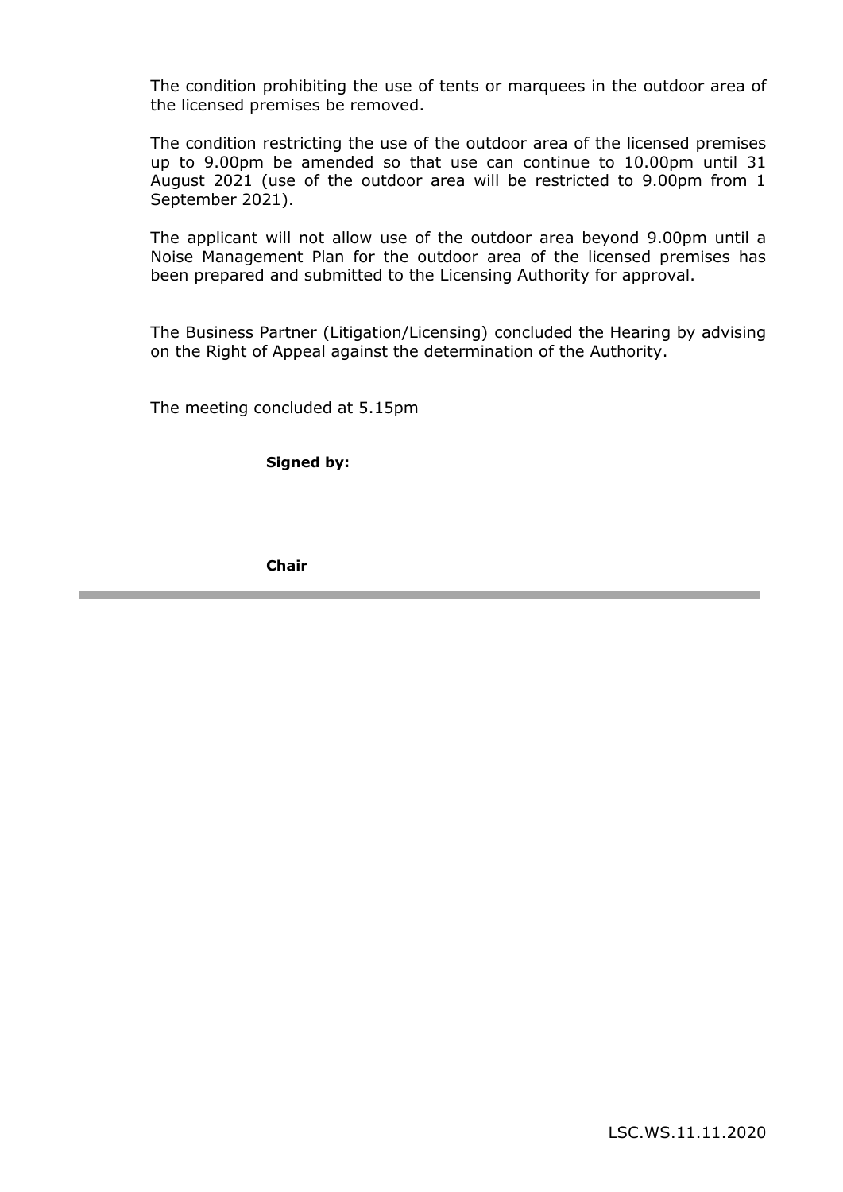The condition prohibiting the use of tents or marquees in the outdoor area of the licensed premises be removed.

The condition restricting the use of the outdoor area of the licensed premises up to 9.00pm be amended so that use can continue to 10.00pm until 31 August 2021 (use of the outdoor area will be restricted to 9.00pm from 1 September 2021).

The applicant will not allow use of the outdoor area beyond 9.00pm until a Noise Management Plan for the outdoor area of the licensed premises has been prepared and submitted to the Licensing Authority for approval.

The Business Partner (Litigation/Licensing) concluded the Hearing by advising on the Right of Appeal against the determination of the Authority.

The meeting concluded at 5.15pm

**Signed by:**

**Chair**

LSC.WS.11.11.2020